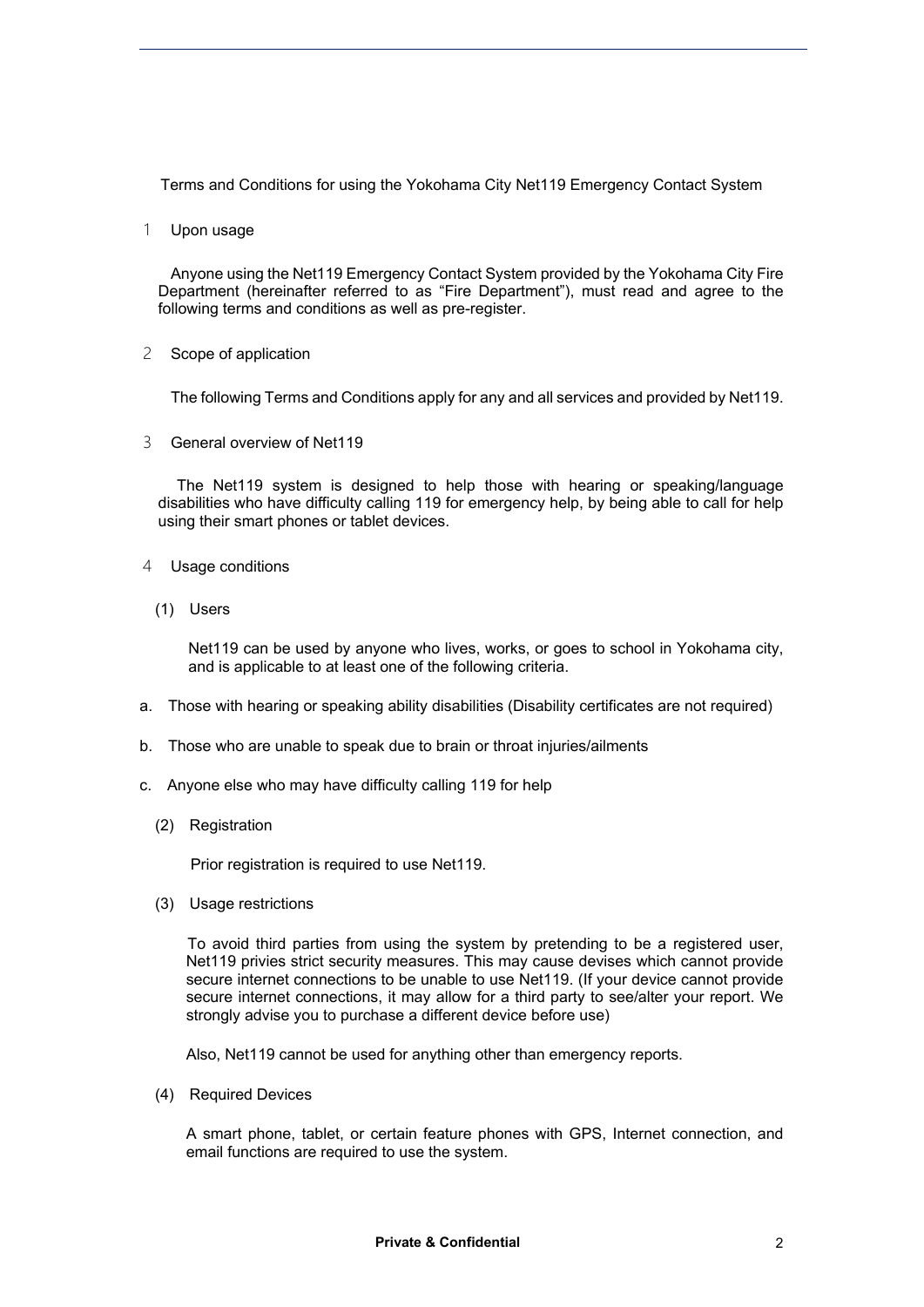# Terms and Conditions for using the Yokohama City Net119 Emergency Contact System

## 1 Upon usage

Anyone using the Net119 Emergency Contact System provided by the Yokohama City Fire Department (hereinafter referred to as "Fire Department"), must read and agree to the following terms and conditions as well as pre-register.

## 2 Scope of application

The following Terms and Conditions apply for any and all services and provided by Net119.

## 3 General overview of Net119

The Net119 system is designed to help those with hearing or speaking/language disabilities who have difficulty calling 119 for emergency help, by being able to call for help using their smart phones or tablet devices.

## 4 Usage conditions

### (1) Users

Net119 can be used by anyone who lives, works, or goes to school in Yokohama city, and is applicable to at least one of the following criteria.

a. Those with hearing or speaking ability disabilities (Disability certificates are not required)

b. Those who are unable to speak due to brain or throat injuries/ailments

c. Anyone else who may have difficulty calling 119 for help

### (2) Registration

Prior registration is required to use Net119.

### (3) Usage restrictions

To avoid third parties from using the system by pretending to be a registered user, Net119 privies strict security measures. This may cause devises which cannot provide secure internet connections to be unable to use Net119. (If your device cannot provide secure internet connections, it may allow for a third party to see/alter your report. We strongly advise you to purchase a different device before use)

Also, Net119 cannot be used for anything other than emergency reports.

### (4) Required Devices

A smart phone, tablet, or certain feature phones with GPS, Internet connection, and email functions are required to use the system.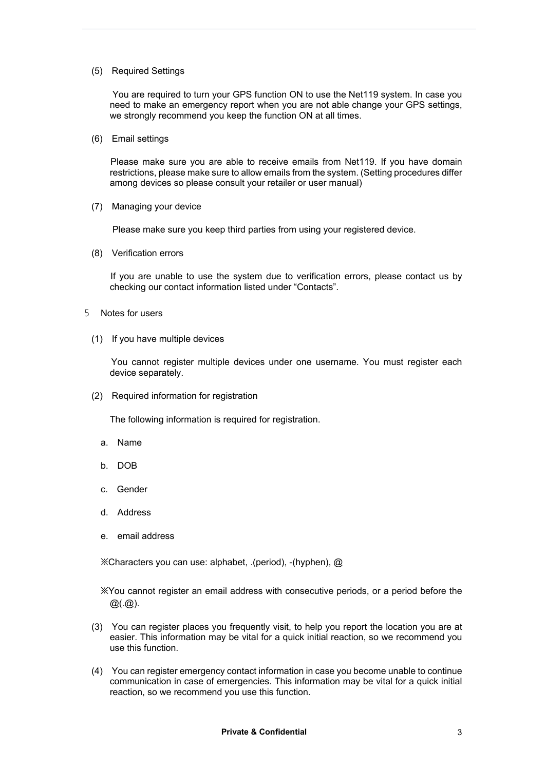(5) Required Settings

You are required to turn your GPS function ON to use the Net119 system. In case you need to make an emergency report when you are not able change your GPS settings, we strongly recommend you keep the function ON at all times.

(6) Email settings

Please make sure you are able to receive emails from Net119. If you have domain restrictions, please make sure to allow emails from the system. (Setting procedures differ among devices so please consult your retailer or user manual)

(7) Managing your device

Please make sure you keep third parties from using your registered device.

(8) Verification errors

If you are unable to use the system due to verification errors, please contact us by checking our contact information listed under “Contacts”.

5 Notes for users

(1) If you have multiple devices

You cannot register multiple devices under one username. You must register each device separately.

(2) Required information for registration

The following information is required for registration.

a. Name

b. DOB

c. Gender

d. Address

e. email address

※Characters you can use: alphabet, .(period), -(hyphen), @

※You cannot register an email address with consecutive periods, or a period before the @(.@).

(3) You can register places you frequently visit, to help you report the location you are at easier. This information may be vital for a quick initial reaction, so we recommend you use this function.

(4) You can register emergency contact information in case you become unable to continue communication in case of emergencies. This information may be vital for a quick initial reaction, so we recommend you use this function.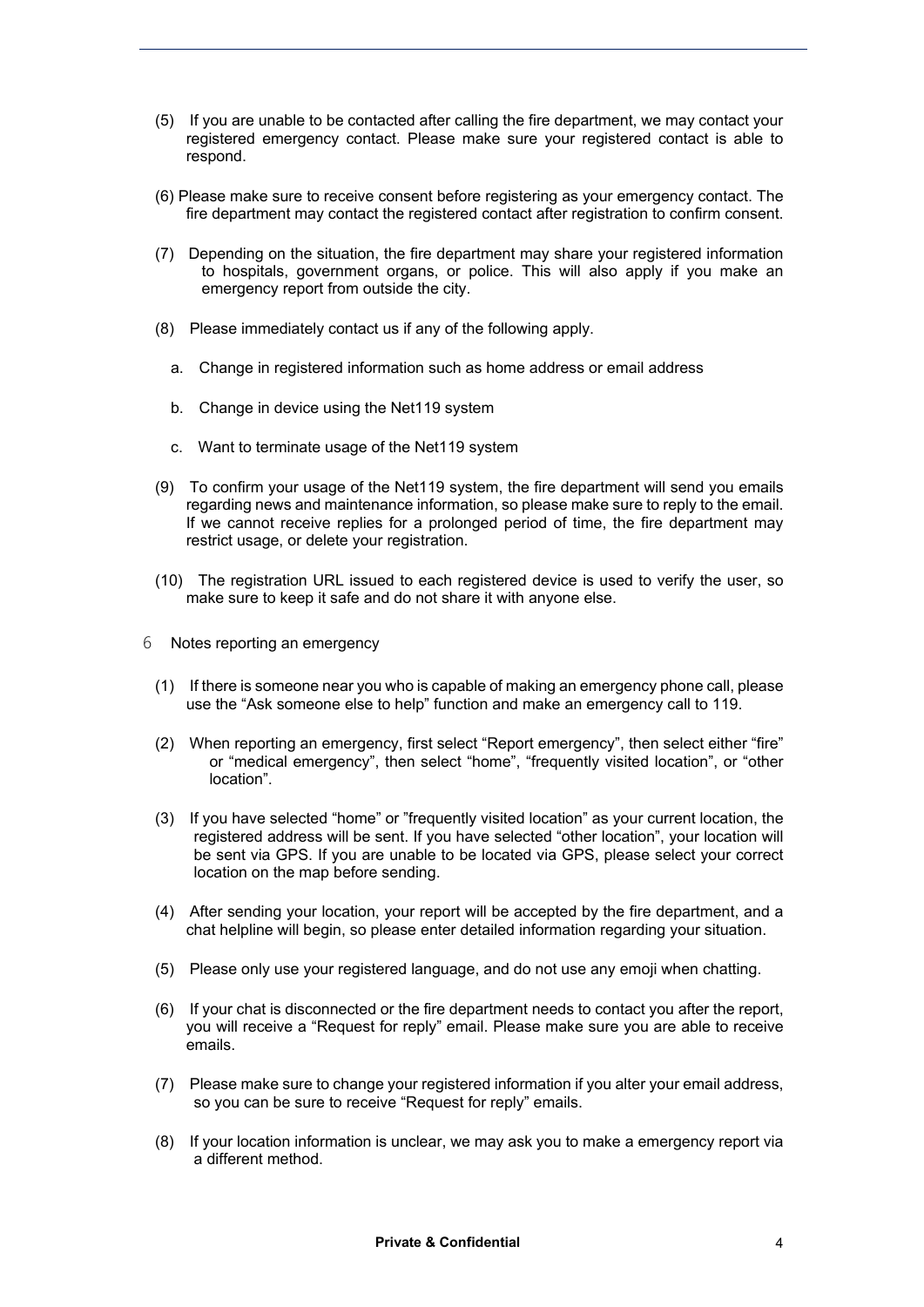(5) If you are unable to be contacted after calling the fire department, we may contact your registered emergency contact. Please make sure your registered contact is able to respond.

(6) Please make sure to receive consent before registering as your emergency contact. The fire department may contact the registered contact after registration to confirm consent.

(7) Depending on the situation, the fire department may share your registered information to hospitals, government organs, or police. This will also apply if you make an emergency report from outside the city.

(8) Please immediately contact us if any of the following apply.

a. Change in registered information such as home address or email address

b. Change in device using the Net119 system

c. Want to terminate usage of the Net119 system

(9) To confirm your usage of the Net119 system, the fire department will send you emails regarding news and maintenance information, so please make sure to reply to the email. If we cannot receive replies for a prolonged period of time, the fire department may restrict usage, or delete your registration.

(10) The registration URL issued to each registered device is used to verify the user, so make sure to keep it safe and do not share it with anyone else.

## 6 Notes reporting an emergency

(1) If there is someone near you who is capable of making an emergency phone call, please use the "Ask someone else to help" function and make an emergency call to 119.

(2) When reporting an emergency, first select "Report emergency", then select either "fire" or "medical emergency", then select "home", "frequently visited location", or "other location".

(3) If you have selected "home" or "frequently visited location" as your current location, the registered address will be sent. If you have selected "other location", your location will be sent via GPS. If you are unable to be located via GPS, please select your correct location on the map before sending.

(4) After sending your location, your report will be accepted by the fire department, and a chat helpline will begin, so please enter detailed information regarding your situation.

(5) Please only use your registered language, and do not use any emoji when chatting.

(6) If your chat is disconnected or the fire department needs to contact you after the report, you will receive a "Request for reply" email. Please make sure you are able to receive emails.

(7) Please make sure to change your registered information if you alter your email address, so you can be sure to receive "Request for reply" emails.

(8) If your location information is unclear, we may ask you to make a emergency report via a different method.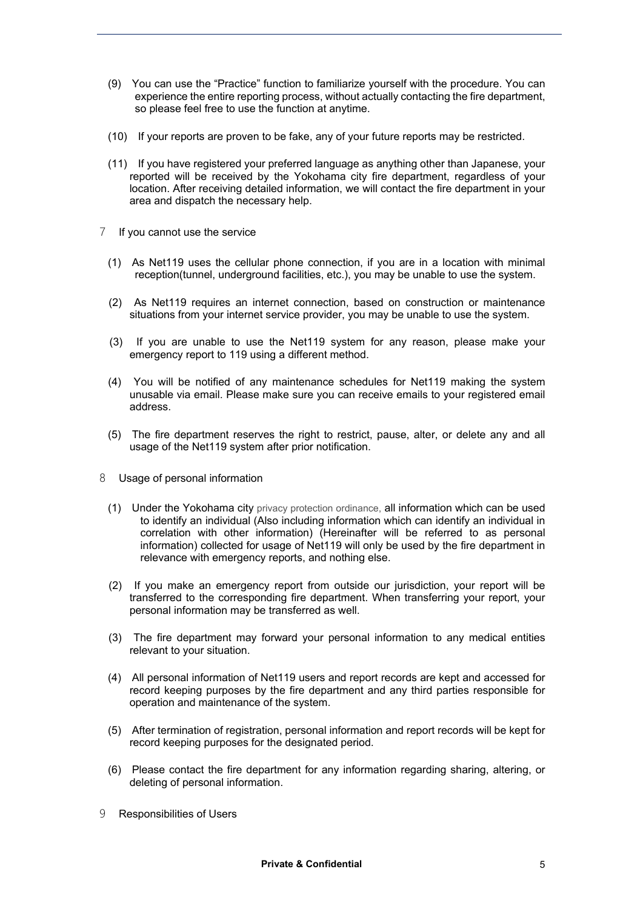(9) You can use the "Practice" function to familiarize yourself with the procedure. You can experience the entire reporting process, without actually contacting the fire department, so please feel free to use the function at anytime.

(10) If your reports are proven to be fake, any of your future reports may be restricted.

(11) If you have registered your preferred language as anything other than Japanese, your reported will be received by the Yokohama city fire department, regardless of your location. After receiving detailed information, we will contact the fire department in your area and dispatch the necessary help.

7 If you cannot use the service

(1) As Net119 uses the cellular phone connection, if you are in a location with minimal reception(tunnel, underground facilities, etc.), you may be unable to use the system.

(2) As Net119 requires an internet connection, based on construction or maintenance situations from your internet service provider, you may be unable to use the system.

(3) If you are unable to use the Net119 system for any reason, please make your emergency report to 119 using a different method.

(4) You will be notified of any maintenance schedules for Net119 making the system unusable via email. Please make sure you can receive emails to your registered email address.

(5) The fire department reserves the right to restrict, pause, alter, or delete any and all usage of the Net119 system after prior notification.

8 Usage of personal information

(1) Under the Yokohama city privacy protection ordinance, all information which can be used to identify an individual (Also including information which can identify an individual in correlation with other information) (Hereinafter will be referred to as personal information) collected for usage of Net119 will only be used by the fire department in relevance with emergency reports, and nothing else.

(2) If you make an emergency report from outside our jurisdiction, your report will be transferred to the corresponding fire department. When transferring your report, your personal information may be transferred as well.

(3) The fire department may forward your personal information to any medical entities relevant to your situation.

(4) All personal information of Net119 users and report records are kept and accessed for record keeping purposes by the fire department and any third parties responsible for operation and maintenance of the system.

(5) After termination of registration, personal information and report records will be kept for record keeping purposes for the designated period.

(6) Please contact the fire department for any information regarding sharing, altering, or deleting of personal information.

9 Responsibilities of Users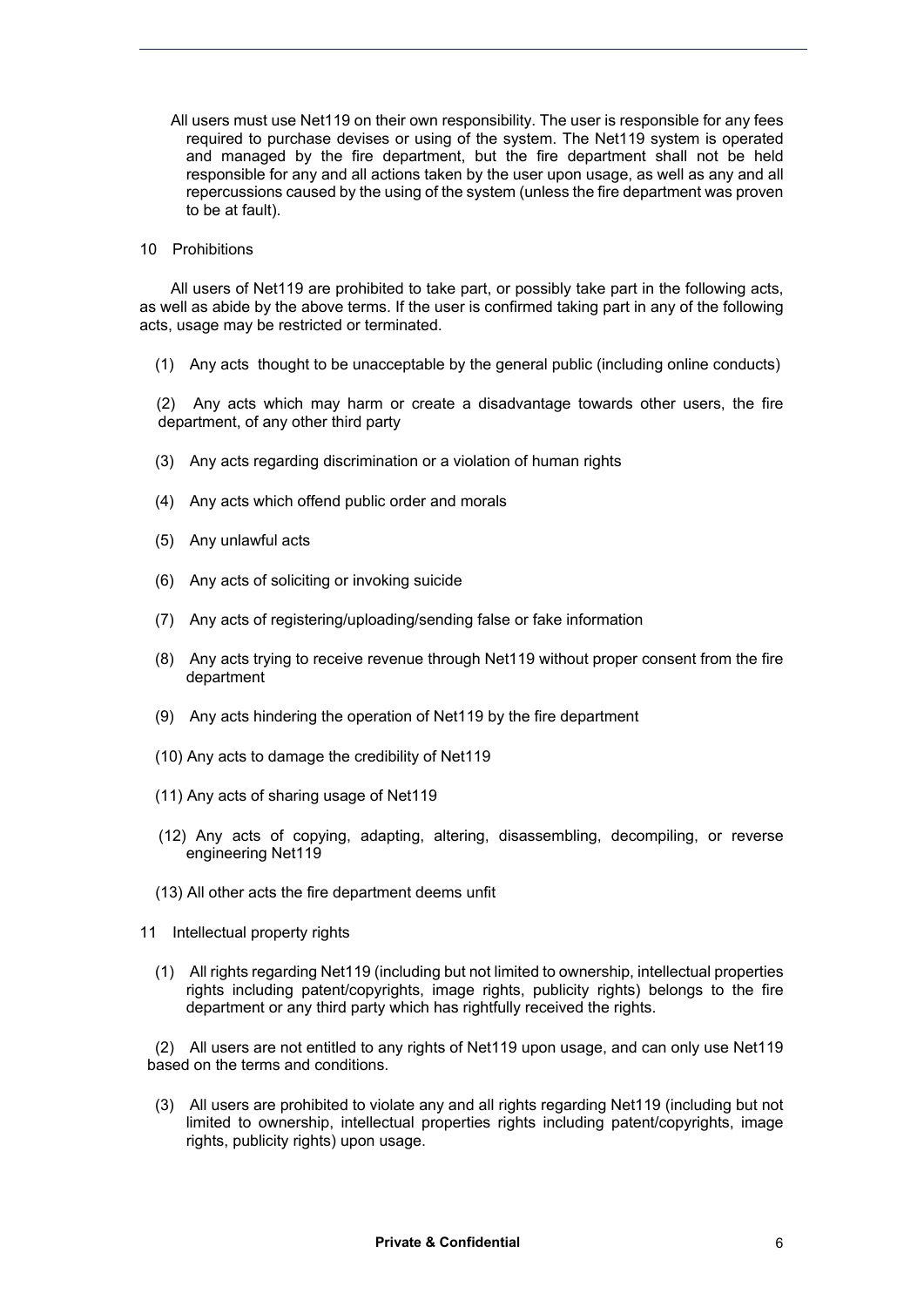All users must use Net119 on their own responsibility. The user is responsible for any fees required to purchase devises or using of the system. The Net119 system is operated and managed by the fire department, but the fire department shall not be held responsible for any and all actions taken by the user upon usage, as well as any and all repercussions caused by the using of the system (unless the fire department was proven to be at fault).

10 Prohibitions

All users of Net119 are prohibited to take part, or possibly take part in the following acts, as well as abide by the above terms. If the user is confirmed taking part in any of the following acts, usage may be restricted or terminated.

(1) Any acts thought to be unacceptable by the general public (including online conducts)

(2) Any acts which may harm or create a disadvantage towards other users, the fire department, of any other third party

(3) Any acts regarding discrimination or a violation of human rights

(4) Any acts which offend public order and morals

(5) Any unlawful acts

(6) Any acts of soliciting or invoking suicide

(7) Any acts of registering/uploading/sending false or fake information

(8) Any acts trying to receive revenue through Net119 without proper consent from the fire department

(9) Any acts hindering the operation of Net119 by the fire department

(10) Any acts to damage the credibility of Net119

(11) Any acts of sharing usage of Net119

(12) Any acts of copying, adapting, altering, disassembling, decompiling, or reverse engineering Net119

(13) All other acts the fire department deems unfit

11 Intellectual property rights

(1) All rights regarding Net119 (including but not limited to ownership, intellectual properties rights including patent/copyrights, image rights, publicity rights) belongs to the fire department or any third party which has rightfully received the rights.

(2) All users are not entitled to any rights of Net119 upon usage, and can only use Net119 based on the terms and conditions.

(3) All users are prohibited to violate any and all rights regarding Net119 (including but not limited to ownership, intellectual properties rights including patent/copyrights, image rights, publicity rights) upon usage.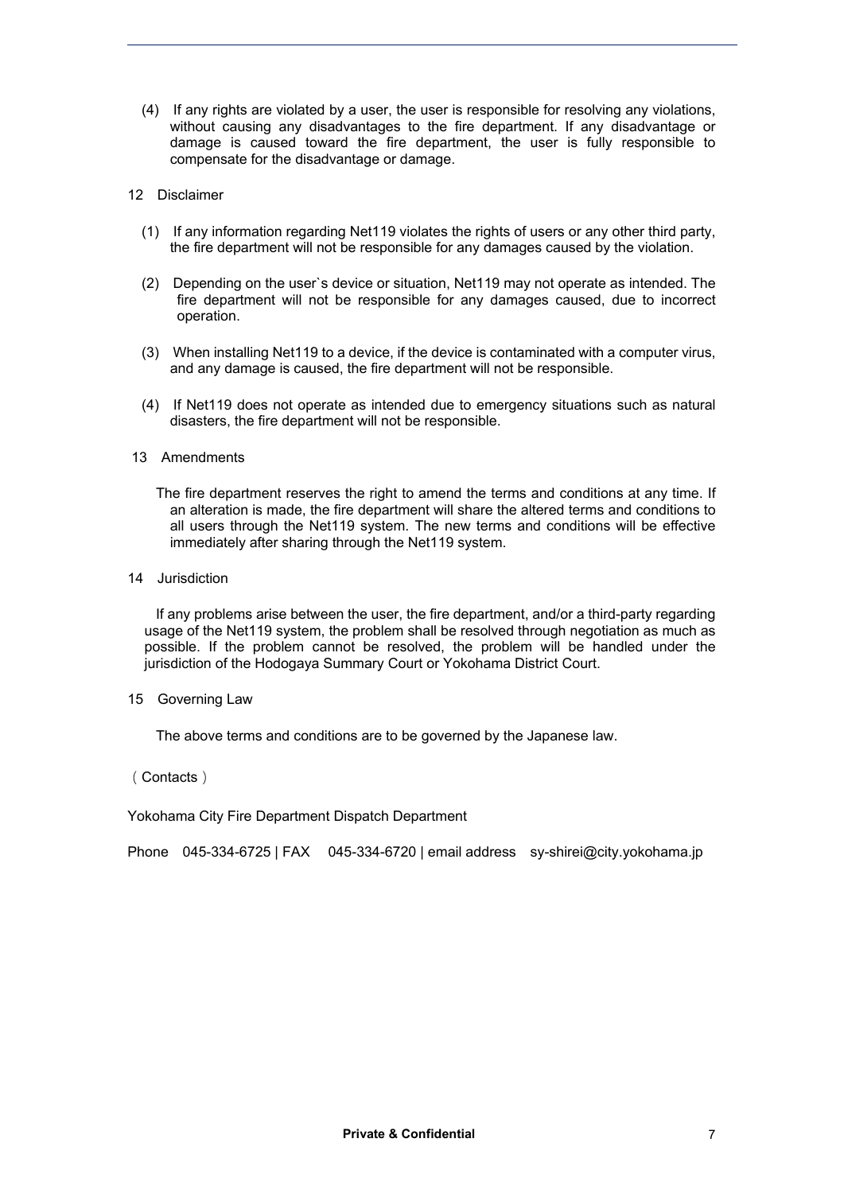(4) If any rights are violated by a user, the user is responsible for resolving any violations, without causing any disadvantages to the fire department. If any disadvantage or damage is caused toward the fire department, the user is fully responsible to compensate for the disadvantage or damage.

## 12 Disclaimer

(1) If any information regarding Net119 violates the rights of users or any other third party, the fire department will not be responsible for any damages caused by the violation.

(2) Depending on the user`s device or situation, Net119 may not operate as intended. The fire department will not be responsible for any damages caused, due to incorrect operation.

(3) When installing Net119 to a device, if the device is contaminated with a computer virus, and any damage is caused, the fire department will not be responsible.

(4) If Net119 does not operate as intended due to emergency situations such as natural disasters, the fire department will not be responsible.

## 13 Amendments

The fire department reserves the right to amend the terms and conditions at any time. If an alteration is made, the fire department will share the altered terms and conditions to all users through the Net119 system. The new terms and conditions will be effective immediately after sharing through the Net119 system.

## 14 Jurisdiction

If any problems arise between the user, the fire department, and/or a third-party regarding usage of the Net119 system, the problem shall be resolved through negotiation as much as possible. If the problem cannot be resolved, the problem will be handled under the jurisdiction of the Hodogaya Summary Court or Yokohama District Court.

## 15 Governing Law

The above terms and conditions are to be governed by the Japanese law.

（Contacts）

Yokohama City Fire Department Dispatch Department

Phone 045-334-6725 | FAX 045-334-6720 | email address sy-shirei@city.yokohama.jp